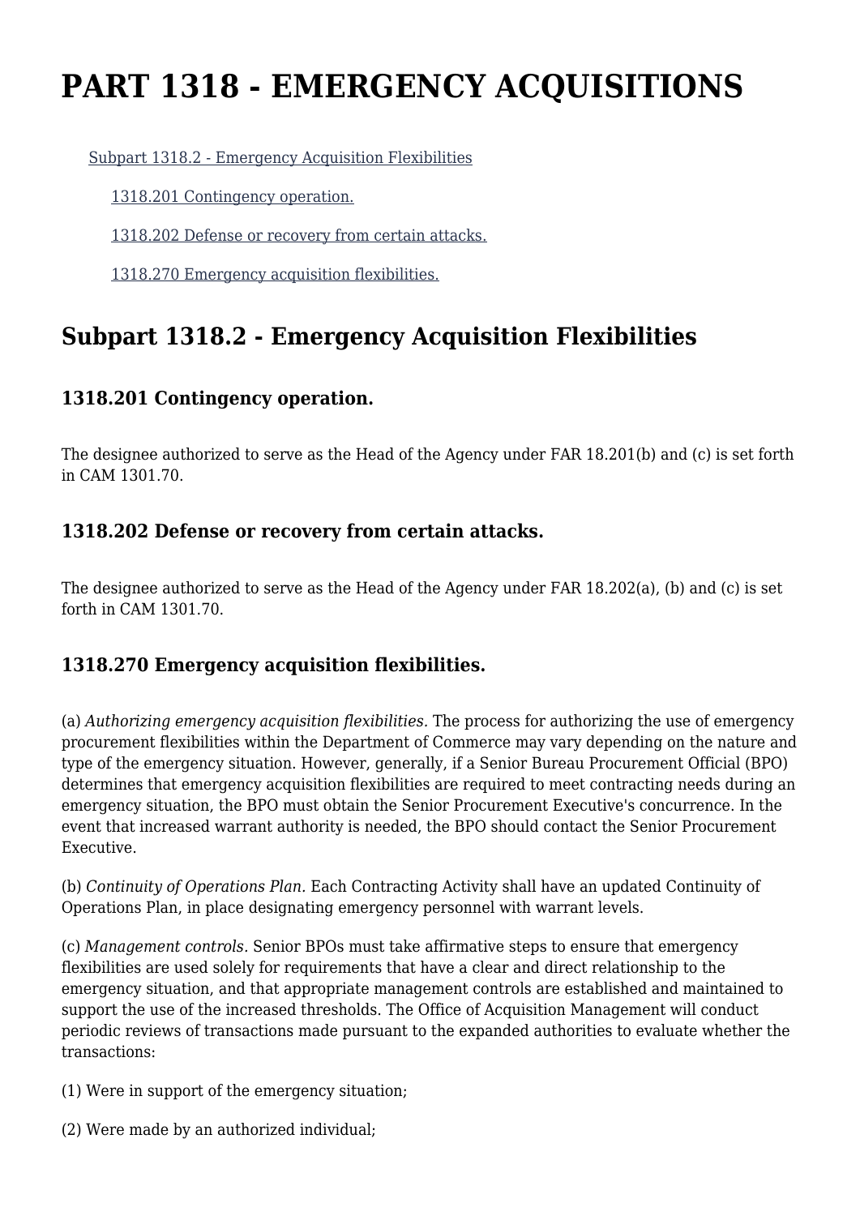# PART 1318 - EMERGENCY ACQUISITIONS

Subpart 1318.2 - Emergency Acquisition Flexibilities

1318.201 Contingency operation.

1318.202 Defense or recovery from certain attacks.

1318.270 Emergency acquisition flexibilities.

## Subpart 1318.2 - Emergency Acquisition Flexibilities

### 1318.201 Contingency operation.

The designee authorized to serve as the Head of the Agency under FAR 18.201(b) and (c) is set forth in CAM 1301.70.

### 1318.202 Defense or recovery from certain attacks.

The designee authorized to serve as the Head of the Agency under FAR 18.202(a), (b) and (c) is set forth in CAM 1301.70.

### 1318.270 Emergency acquisition flexibilities.

(a) *Authorizing emergency acquisition flexibilities.* The process for authorizing the use of emergency procurement flexibilities within the Department of Commerce may vary depending on the nature and type of the emergency situation. However, generally, if a Senior Bureau Procurement Official (BPO) determines that emergency acquisition flexibilities are required to meet contracting needs during an emergency situation, the BPO must obtain the Senior Procurement Executive's concurrence. In the event that increased warrant authority is needed, the BPO should contact the Senior Procurement Executive.

(b) *Continuity of Operations Plan.* Each Contracting Activity shall have an updated Continuity of Operations Plan, in place designating emergency personnel with warrant levels.

(c) *Management controls.* Senior BPOs must take affirmative steps to ensure that emergency flexibilities are used solely for requirements that have a clear and direct relationship to the emergency situation, and that appropriate management controls are established and maintained to support the use of the increased thresholds. The Office of Acquisition Management will conduct periodic reviews of transactions made pursuant to the expanded authorities to evaluate whether the transactions:

(1) Were in support of the emergency situation;

(2) Were made by an authorized individual;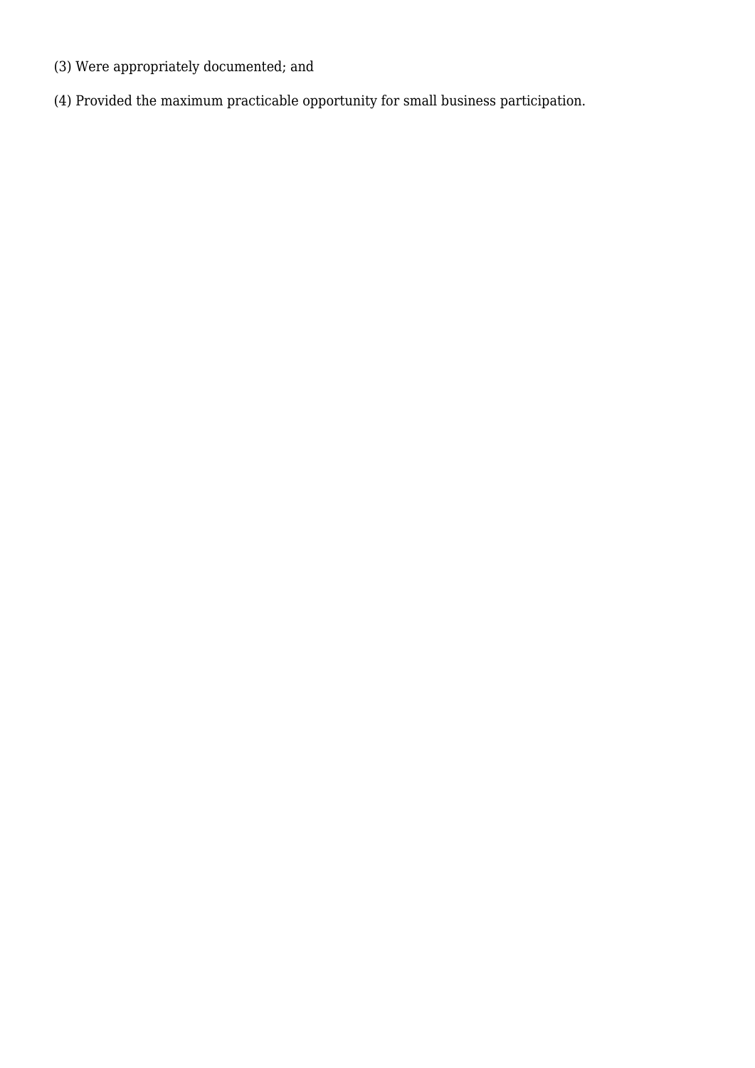(3) Were appropriately documented; and

(4) Provided the maximum practicable opportunity for small business participation.